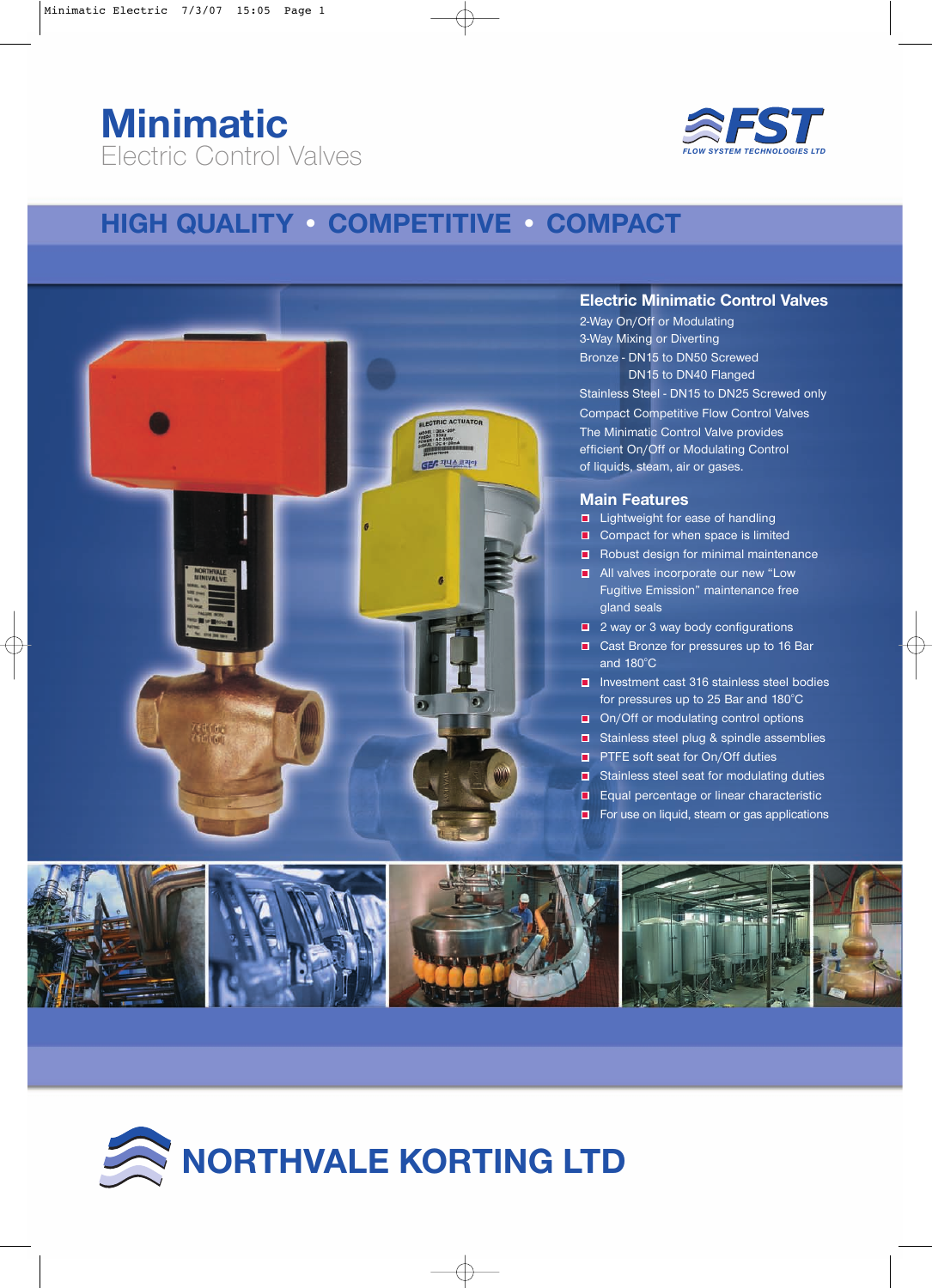# Minimatic

Electric Control Valves

**FST**
FLOW SYSTEM TECHNOLOGIES LTD

## HIGH QUALITY • COMPETITIVE • COMPACT

### Electric Minimatic Control Valves

2-Way On/Off or Modulating
3-Way Mixing or Diverting
Bronze - DN15 to DN50 Screwed
DN15 to DN40 Flanged
Stainless Steel - DN15 to DN25 Screwed only
Compact Competitive Flow Control Valves
The Minimatic Control Valve provides efficient On/Off or Modulating Control of liquids, steam, air or gases.

### Main Features

- Lightweight for ease of handling
- Compact for when space is limited
- Robust design for minimal maintenance
- All valves incorporate our new "Low Fugitive Emission" maintenance free gland seals
- 2 way or 3 way body configurations
- Cast Bronze for pressures up to 16 Bar and 180°C
- Investment cast 316 stainless steel bodies for pressures up to 25 Bar and 180°C
- On/Off or modulating control options
- Stainless steel plug & spindle assemblies
- PTFE soft seat for On/Off duties
- Stainless steel seat for modulating duties
- Equal percentage or linear characteristic
- For use on liquid, steam or gas applications

## NORTHVALE KORTING LTD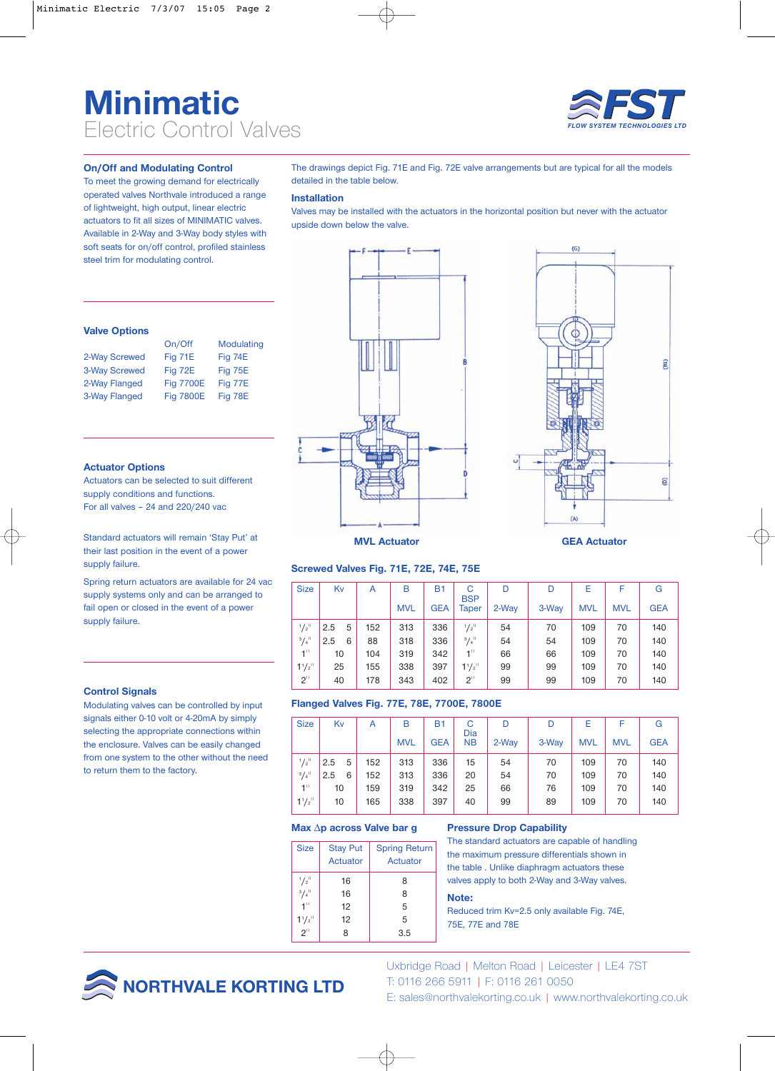# Minimatic

## Electric Control Valves

### On/Off and Modulating Control

To meet the growing demand for electrically operated valves Northvale introduced a range of lightweight, high output, linear electric actuators to fit all sizes of MINIMATIC valves. Available in 2-Way and 3-Way body styles with soft seats for on/off control, profiled stainless steel trim for modulating control.

### Valve Options

| | On/Off | Modulating |
|---|---|---|
| 2-Way Screwed | Fig 71E | Fig 74E |
| 3-Way Screwed | Fig 72E | Fig 75E |
| 2-Way Flanged | Fig 7700E | Fig 77E |
| 3-Way Flanged | Fig 7800E | Fig 78E |

### Actuator Options

Actuators can be selected to suit different supply conditions and functions.
For all valves – 24 and 220/240 vac

Standard actuators will remain 'Stay Put' at their last position in the event of a power supply failure.

Spring return actuators are available for 24 vac supply systems only and can be arranged to fail open or closed in the event of a power supply failure.

### Control Signals

Modulating valves can be controlled by input signals either 0-10 volt or 4-20mA by simply selecting the appropriate connections within the enclosure. Valves can be easily changed from one system to the other without the need to return them to the factory.

The drawings depict Fig. 71E and Fig. 72E valve arrangements but are typical for all the models detailed in the table below.

### Installation

Valves may be installed with the actuators in the horizontal position but never with the actuator upside down below the valve.

MVL Actuator

GEA Actuator

### Screwed Valves Fig. 71E, 72E, 74E, 75E

| Size | Kv | | A | B MVL | B1 GEA | C BSP Taper | D 2-Way | D 3-Way | E MVL | F MVL | G GEA |
|---|---|---|---|---|---|---|---|---|---|---|---|
| 1/2" | 2.5 | 5 | 152 | 313 | 336 | 1/2" | 54 | 70 | 109 | 70 | 140 |
| 3/4" | 2.5 | 6 | 88 | 318 | 336 | 3/4" | 54 | 54 | 109 | 70 | 140 |
| 1" | | 10 | 104 | 319 | 342 | 1" | 66 | 66 | 109 | 70 | 140 |
| 1 1/2" | | 25 | 155 | 338 | 397 | 1 1/2" | 99 | 99 | 109 | 70 | 140 |
| 2" | | 40 | 178 | 343 | 402 | 2" | 99 | 99 | 109 | 70 | 140 |

### Flanged Valves Fig. 77E, 78E, 7700E, 7800E

| Size | Kv | | A | B MVL | B1 GEA | C Dia NB | D 2-Way | D 3-Way | E MVL | F MVL | G GEA |
|---|---|---|---|---|---|---|---|---|---|---|---|
| 1/2" | 2.5 | 5 | 152 | 313 | 336 | 15 | 54 | 70 | 109 | 70 | 140 |
| 3/4" | 2.5 | 6 | 152 | 313 | 336 | 20 | 54 | 70 | 109 | 70 | 140 |
| 1" | | 10 | 159 | 319 | 342 | 25 | 66 | 76 | 109 | 70 | 140 |
| 1 1/2" | | 10 | 165 | 338 | 397 | 40 | 99 | 89 | 109 | 70 | 140 |

### Max Δp across Valve bar g

| Size | Stay Put Actuator | Spring Return Actuator |
|---|---|---|
| 1/2" | 16 | 8 |
| 3/4" | 16 | 8 |
| 1" | 12 | 5 |
| 1 1/2" | 12 | 5 |
| 2" | 8 | 3.5 |

### Pressure Drop Capability

The standard actuators are capable of handling the maximum pressure differentials shown in the table . Unlike diaphragm actuators these valves apply to both 2-Way and 3-Way valves.

**Note:**
Reduced trim Kv=2.5 only available Fig. 74E, 75E, 77E and 78E

**NORTHVALE KORTING LTD**

Uxbridge Road | Melton Road | Leicester | LE4 7ST
T: 0116 266 5911 | F: 0116 261 0050
E: sales@northvalekorting.co.uk | www.northvalekorting.co.uk